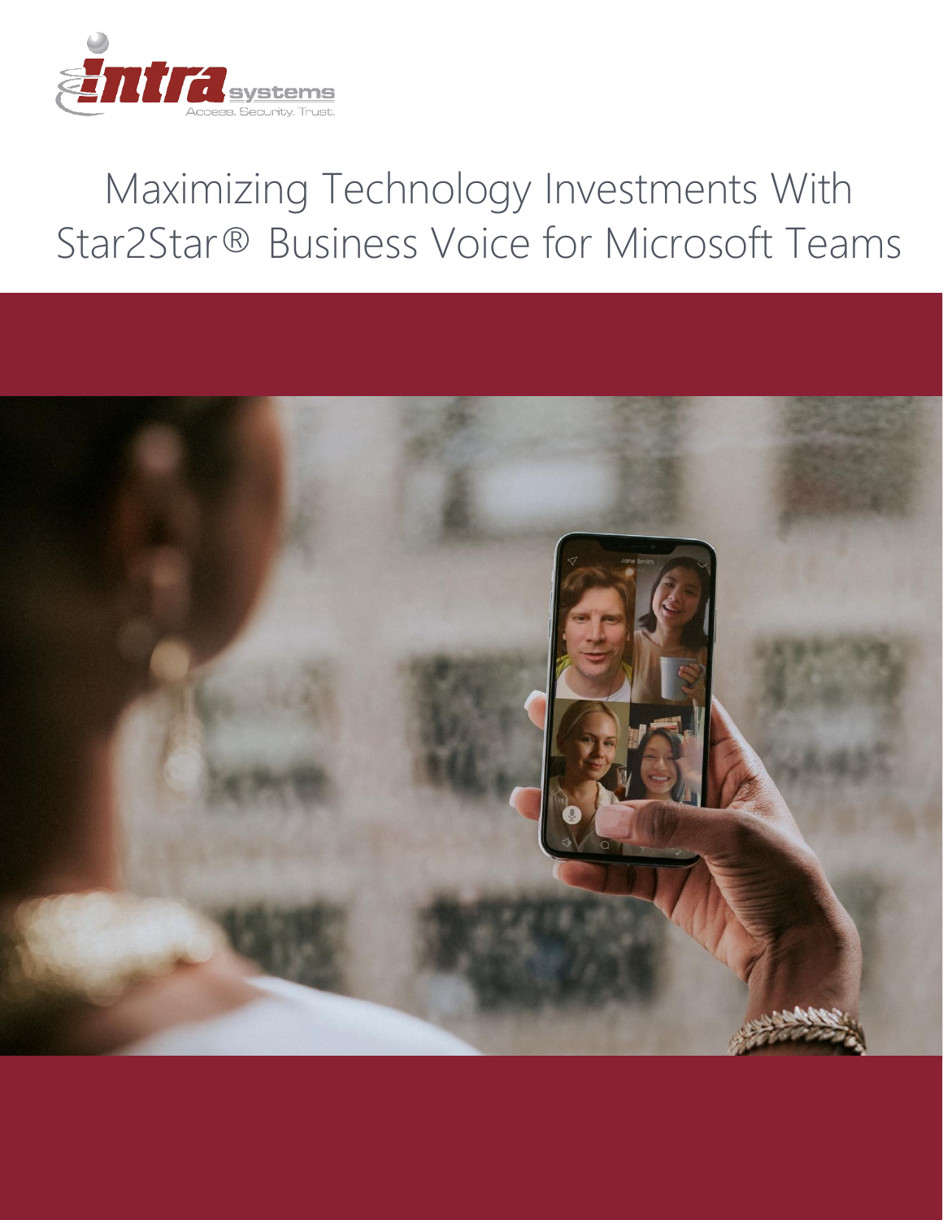# Maximizing Technology Investments With Star2Star® Business Voice for Microsoft Teams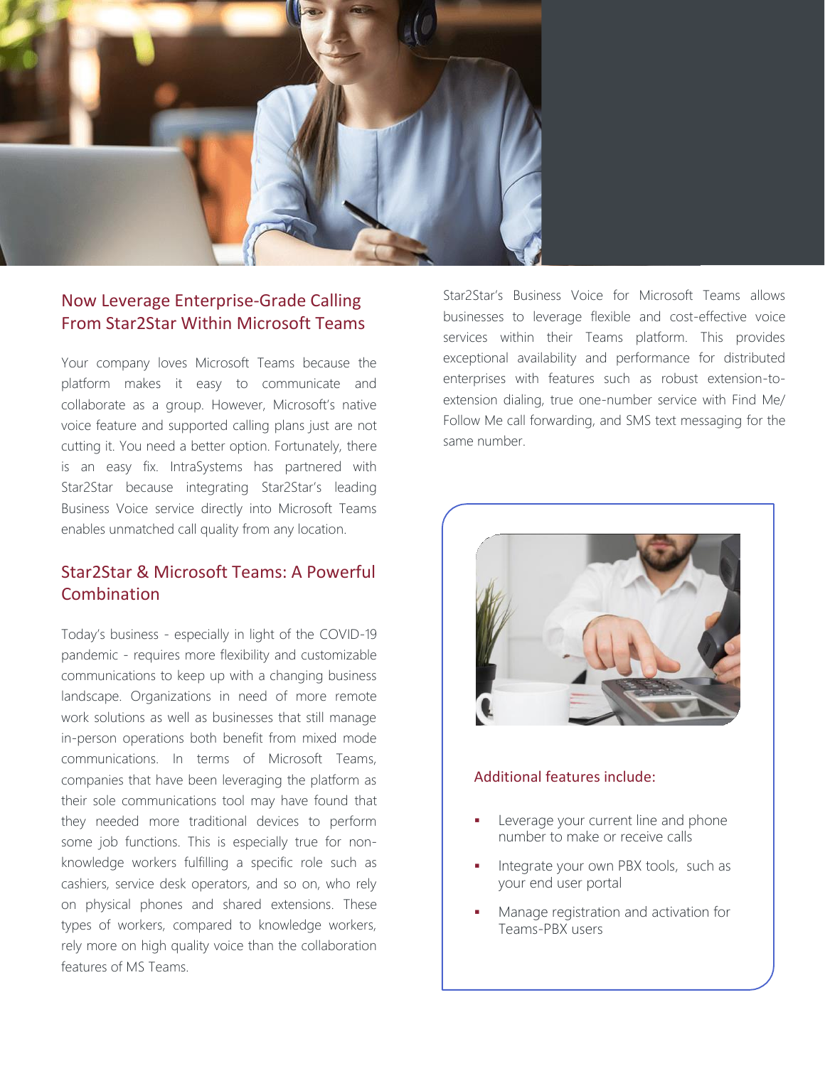## Now Leverage Enterprise-Grade Calling From Star2Star Within Microsoft Teams

Your company loves Microsoft Teams because the platform makes it easy to communicate and collaborate as a group. However, Microsoft's native voice feature and supported calling plans just are not cutting it. You need a better option. Fortunately, there is an easy fix. IntraSystems has partnered with Star2Star because integrating Star2Star's leading Business Voice service directly into Microsoft Teams enables unmatched call quality from any location.

## Star2Star & Microsoft Teams: A Powerful Combination

Today's business - especially in light of the COVID-19 pandemic - requires more flexibility and customizable communications to keep up with a changing business landscape. Organizations in need of more remote work solutions as well as businesses that still manage in-person operations both benefit from mixed mode communications. In terms of Microsoft Teams, companies that have been leveraging the platform as their sole communications tool may have found that they needed more traditional devices to perform some job functions. This is especially true for non-knowledge workers fulfilling a specific role such as cashiers, service desk operators, and so on, who rely on physical phones and shared extensions. These types of workers, compared to knowledge workers, rely more on high quality voice than the collaboration features of MS Teams.

Star2Star's Business Voice for Microsoft Teams allows businesses to leverage flexible and cost-effective voice services within their Teams platform. This provides exceptional availability and performance for distributed enterprises with features such as robust extension-to-extension dialing, true one-number service with Find Me/ Follow Me call forwarding, and SMS text messaging for the same number.

### Additional features include:

- Leverage your current line and phone number to make or receive calls
- Integrate your own PBX tools, such as your end user portal
- Manage registration and activation for Teams-PBX users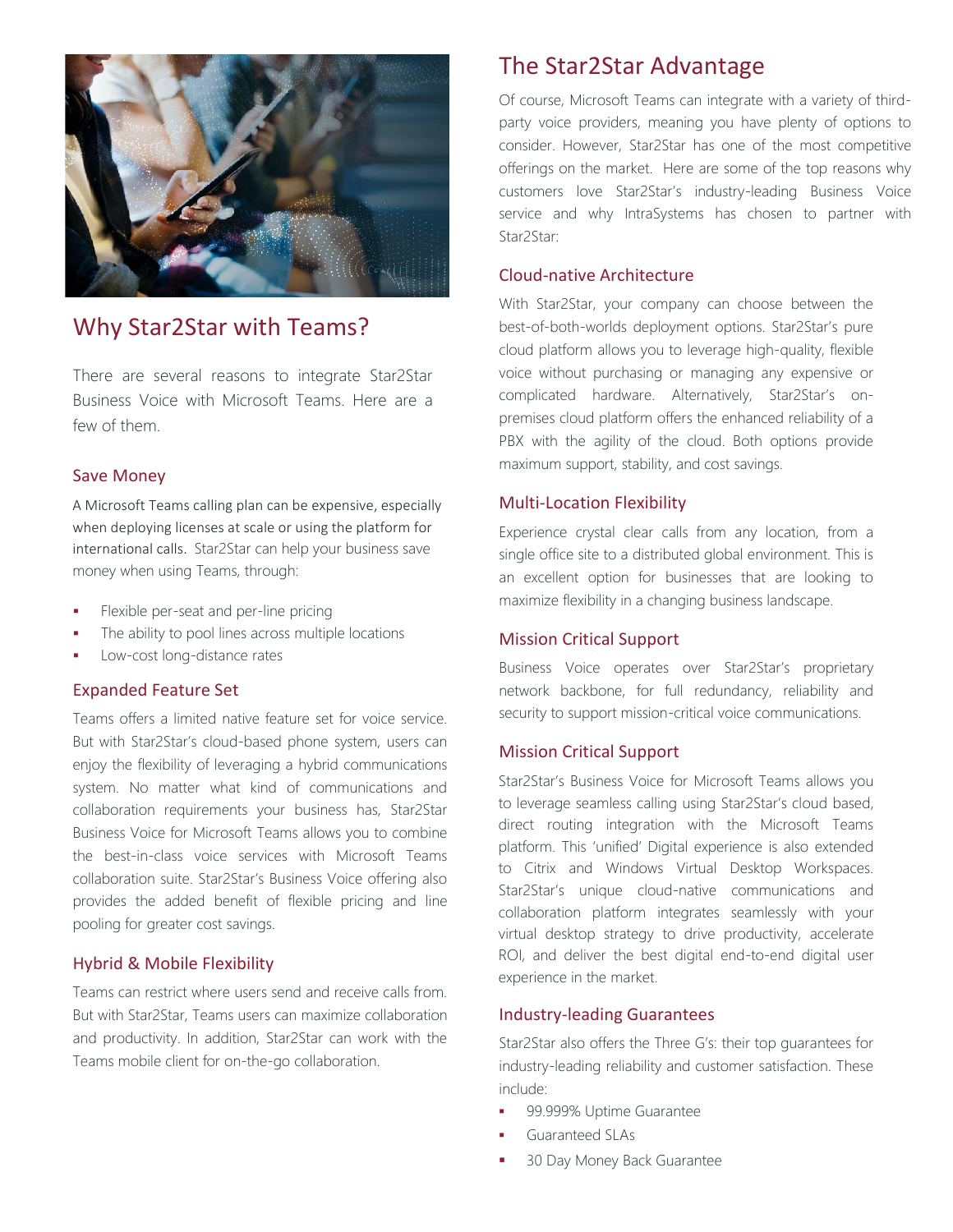## Why Star2Star with Teams?

There are several reasons to integrate Star2Star Business Voice with Microsoft Teams. Here are a few of them.

### Save Money

A Microsoft Teams calling plan can be expensive, especially when deploying licenses at scale or using the platform for international calls. Star2Star can help your business save money when using Teams, through:

- Flexible per-seat and per-line pricing
- The ability to pool lines across multiple locations
- Low-cost long-distance rates

### Expanded Feature Set

Teams offers a limited native feature set for voice service. But with Star2Star's cloud-based phone system, users can enjoy the flexibility of leveraging a hybrid communications system. No matter what kind of communications and collaboration requirements your business has, Star2Star Business Voice for Microsoft Teams allows you to combine the best-in-class voice services with Microsoft Teams collaboration suite. Star2Star's Business Voice offering also provides the added benefit of flexible pricing and line pooling for greater cost savings.

### Hybrid & Mobile Flexibility

Teams can restrict where users send and receive calls from. But with Star2Star, Teams users can maximize collaboration and productivity. In addition, Star2Star can work with the Teams mobile client for on-the-go collaboration.

## The Star2Star Advantage

Of course, Microsoft Teams can integrate with a variety of third-party voice providers, meaning you have plenty of options to consider. However, Star2Star has one of the most competitive offerings on the market. Here are some of the top reasons why customers love Star2Star's industry-leading Business Voice service and why IntraSystems has chosen to partner with Star2Star:

### Cloud-native Architecture

With Star2Star, your company can choose between the best-of-both-worlds deployment options. Star2Star's pure cloud platform allows you to leverage high-quality, flexible voice without purchasing or managing any expensive or complicated hardware. Alternatively, Star2Star's on-premises cloud platform offers the enhanced reliability of a PBX with the agility of the cloud. Both options provide maximum support, stability, and cost savings.

### Multi-Location Flexibility

Experience crystal clear calls from any location, from a single office site to a distributed global environment. This is an excellent option for businesses that are looking to maximize flexibility in a changing business landscape.

### Mission Critical Support

Business Voice operates over Star2Star's proprietary network backbone, for full redundancy, reliability and security to support mission-critical voice communications.

### Mission Critical Support

Star2Star's Business Voice for Microsoft Teams allows you to leverage seamless calling using Star2Star's cloud based, direct routing integration with the Microsoft Teams platform. This 'unified' Digital experience is also extended to Citrix and Windows Virtual Desktop Workspaces. Star2Star's unique cloud-native communications and collaboration platform integrates seamlessly with your virtual desktop strategy to drive productivity, accelerate ROI, and deliver the best digital end-to-end digital user experience in the market.

### Industry-leading Guarantees

Star2Star also offers the Three G's: their top guarantees for industry-leading reliability and customer satisfaction. These include:

- 99.999% Uptime Guarantee
- Guaranteed SLAs
- 30 Day Money Back Guarantee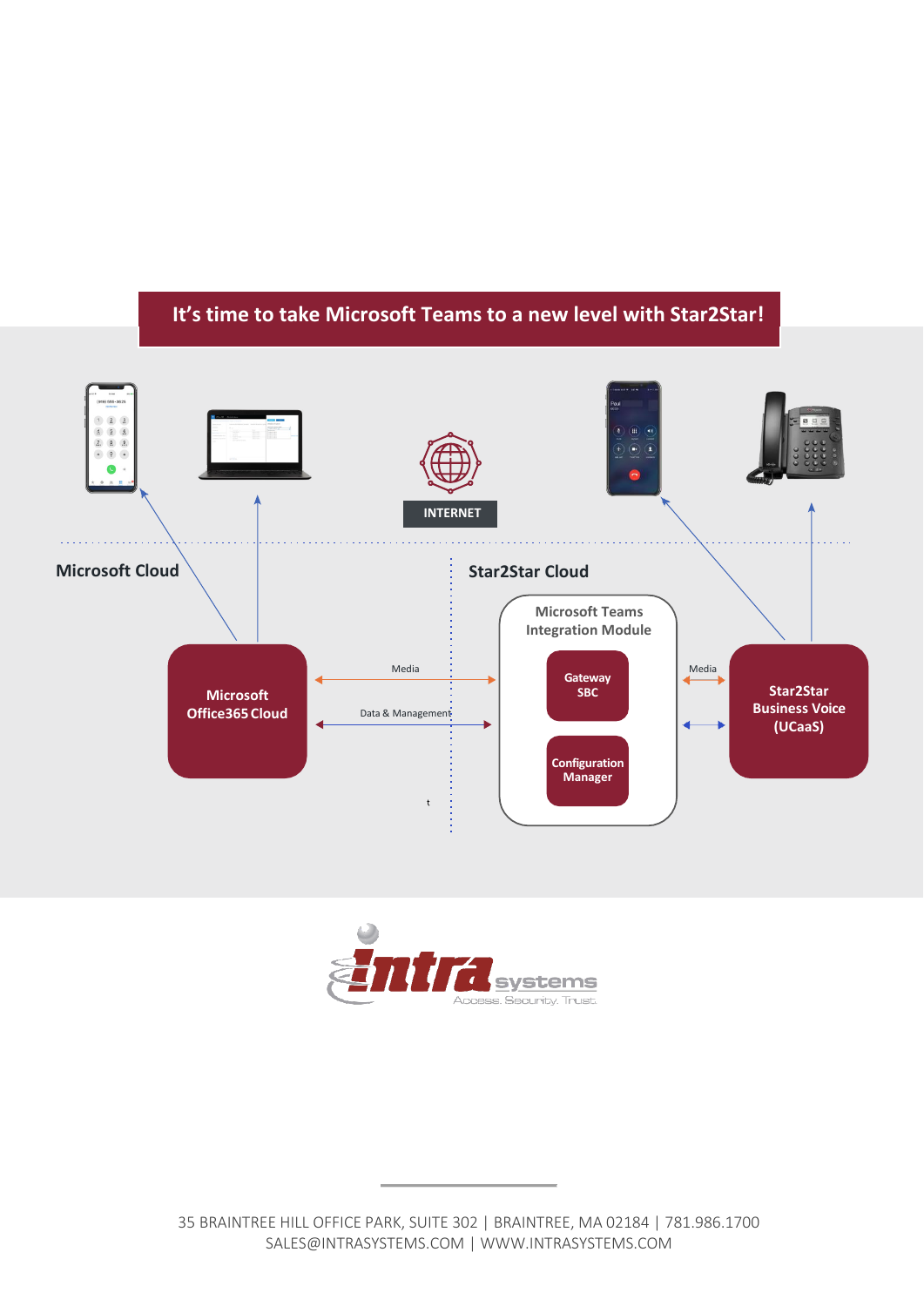## It’s time to take Microsoft Teams to a new level with Star2Star!

INTERNET

Microsoft Cloud

Star2Star Cloud

Microsoft Office365 Cloud

Media

Data & Management

Microsoft Teams Integration Module

Gateway SBC

Configuration Manager

Media

Star2Star Business Voice (UCaaS)

35 BRAINTREE HILL OFFICE PARK, SUITE 302 | BRAINTREE, MA 02184 | 781.986.1700
SALES@INTRASYSTEMS.COM | WWW.INTRASYSTEMS.COM